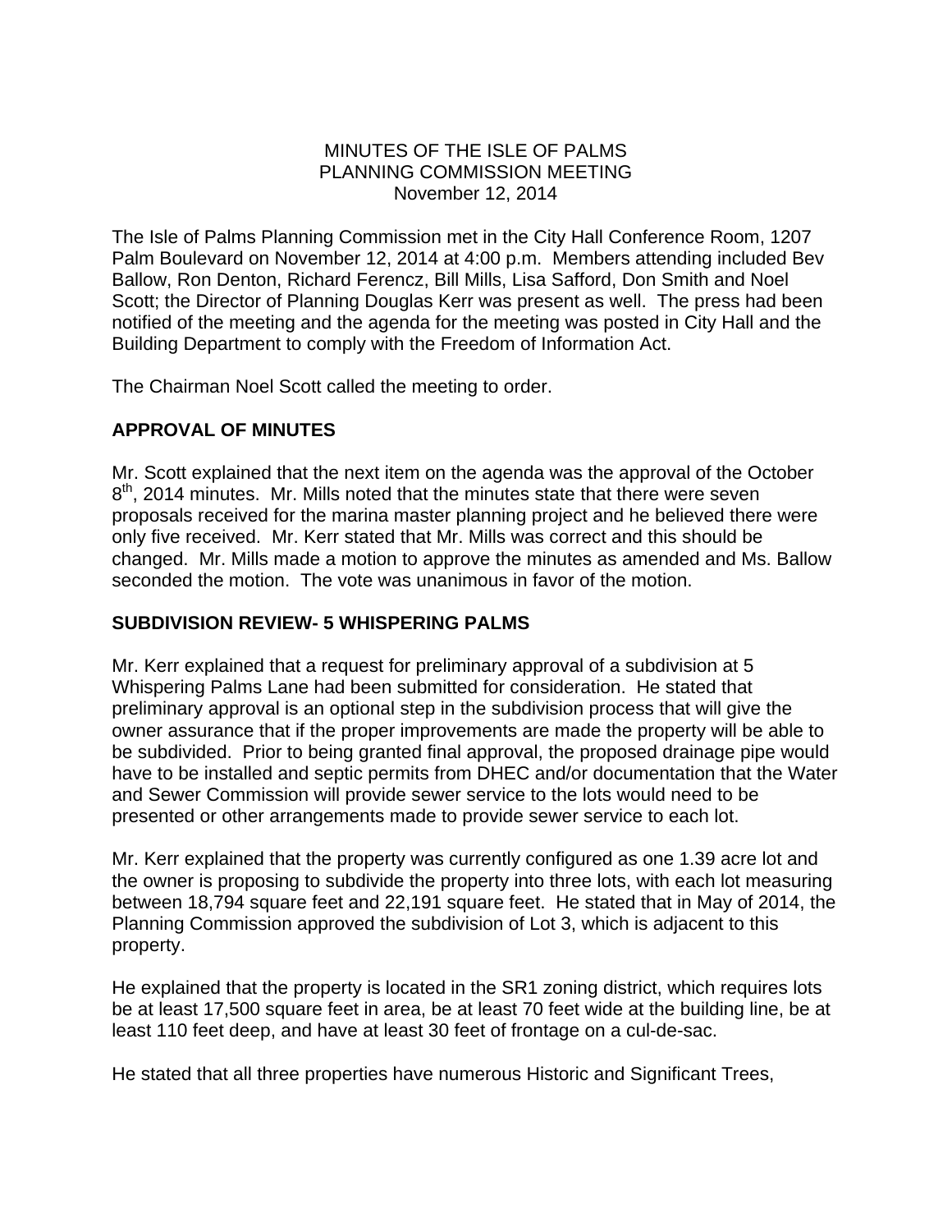MINUTES OF THE ISLE OF PALMS
PLANNING COMMISSION MEETING
November 12, 2014

The Isle of Palms Planning Commission met in the City Hall Conference Room, 1207 Palm Boulevard on November 12, 2014 at 4:00 p.m. Members attending included Bev Ballow, Ron Denton, Richard Ferencz, Bill Mills, Lisa Safford, Don Smith and Noel Scott; the Director of Planning Douglas Kerr was present as well. The press had been notified of the meeting and the agenda for the meeting was posted in City Hall and the Building Department to comply with the Freedom of Information Act.

The Chairman Noel Scott called the meeting to order.

## APPROVAL OF MINUTES

Mr. Scott explained that the next item on the agenda was the approval of the October 8th, 2014 minutes. Mr. Mills noted that the minutes state that there were seven proposals received for the marina master planning project and he believed there were only five received. Mr. Kerr stated that Mr. Mills was correct and this should be changed. Mr. Mills made a motion to approve the minutes as amended and Ms. Ballow seconded the motion. The vote was unanimous in favor of the motion.

## SUBDIVISION REVIEW- 5 WHISPERING PALMS

Mr. Kerr explained that a request for preliminary approval of a subdivision at 5 Whispering Palms Lane had been submitted for consideration. He stated that preliminary approval is an optional step in the subdivision process that will give the owner assurance that if the proper improvements are made the property will be able to be subdivided. Prior to being granted final approval, the proposed drainage pipe would have to be installed and septic permits from DHEC and/or documentation that the Water and Sewer Commission will provide sewer service to the lots would need to be presented or other arrangements made to provide sewer service to each lot.

Mr. Kerr explained that the property was currently configured as one 1.39 acre lot and the owner is proposing to subdivide the property into three lots, with each lot measuring between 18,794 square feet and 22,191 square feet. He stated that in May of 2014, the Planning Commission approved the subdivision of Lot 3, which is adjacent to this property.

He explained that the property is located in the SR1 zoning district, which requires lots be at least 17,500 square feet in area, be at least 70 feet wide at the building line, be at least 110 feet deep, and have at least 30 feet of frontage on a cul-de-sac.

He stated that all three properties have numerous Historic and Significant Trees,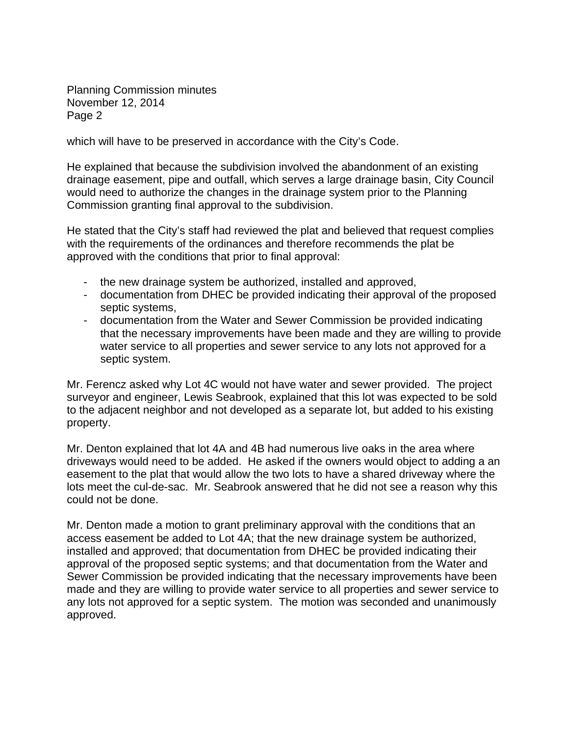which will have to be preserved in accordance with the City's Code.

He explained that because the subdivision involved the abandonment of an existing drainage easement, pipe and outfall, which serves a large drainage basin, City Council would need to authorize the changes in the drainage system prior to the Planning Commission granting final approval to the subdivision.

He stated that the City's staff had reviewed the plat and believed that request complies with the requirements of the ordinances and therefore recommends the plat be approved with the conditions that prior to final approval:

- the new drainage system be authorized, installed and approved,
- documentation from DHEC be provided indicating their approval of the proposed septic systems,
- documentation from the Water and Sewer Commission be provided indicating that the necessary improvements have been made and they are willing to provide water service to all properties and sewer service to any lots not approved for a septic system.

Mr. Ferencz asked why Lot 4C would not have water and sewer provided. The project surveyor and engineer, Lewis Seabrook, explained that this lot was expected to be sold to the adjacent neighbor and not developed as a separate lot, but added to his existing property.

Mr. Denton explained that lot 4A and 4B had numerous live oaks in the area where driveways would need to be added. He asked if the owners would object to adding a an easement to the plat that would allow the two lots to have a shared driveway where the lots meet the cul-de-sac. Mr. Seabrook answered that he did not see a reason why this could not be done.

Mr. Denton made a motion to grant preliminary approval with the conditions that an access easement be added to Lot 4A; that the new drainage system be authorized, installed and approved; that documentation from DHEC be provided indicating their approval of the proposed septic systems; and that documentation from the Water and Sewer Commission be provided indicating that the necessary improvements have been made and they are willing to provide water service to all properties and sewer service to any lots not approved for a septic system. The motion was seconded and unanimously approved.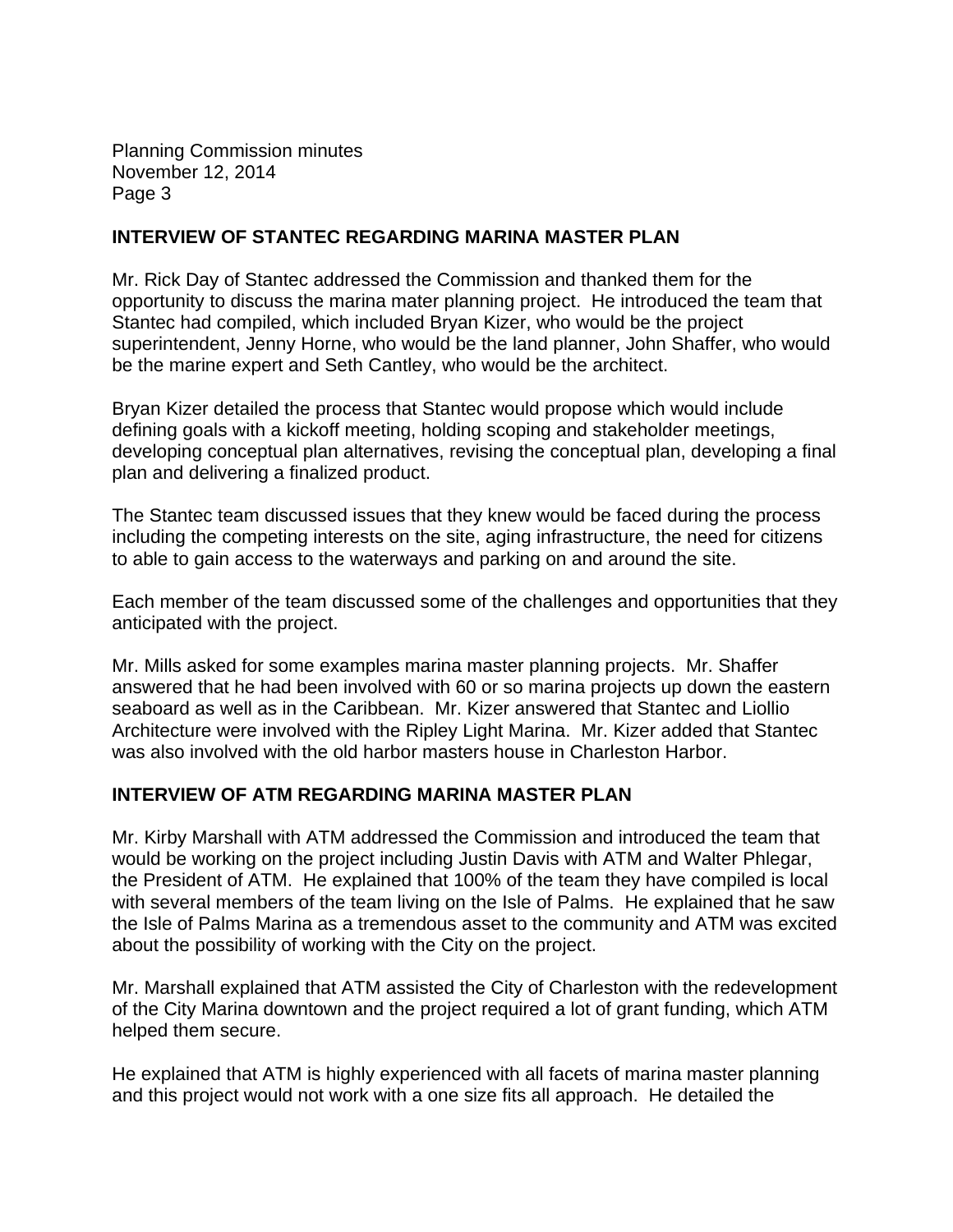## INTERVIEW OF STANTEC REGARDING MARINA MASTER PLAN

Mr. Rick Day of Stantec addressed the Commission and thanked them for the opportunity to discuss the marina mater planning project. He introduced the team that Stantec had compiled, which included Bryan Kizer, who would be the project superintendent, Jenny Horne, who would be the land planner, John Shaffer, who would be the marine expert and Seth Cantley, who would be the architect.

Bryan Kizer detailed the process that Stantec would propose which would include defining goals with a kickoff meeting, holding scoping and stakeholder meetings, developing conceptual plan alternatives, revising the conceptual plan, developing a final plan and delivering a finalized product.

The Stantec team discussed issues that they knew would be faced during the process including the competing interests on the site, aging infrastructure, the need for citizens to able to gain access to the waterways and parking on and around the site.

Each member of the team discussed some of the challenges and opportunities that they anticipated with the project.

Mr. Mills asked for some examples marina master planning projects. Mr. Shaffer answered that he had been involved with 60 or so marina projects up down the eastern seaboard as well as in the Caribbean. Mr. Kizer answered that Stantec and Liollio Architecture were involved with the Ripley Light Marina. Mr. Kizer added that Stantec was also involved with the old harbor masters house in Charleston Harbor.

## INTERVIEW OF ATM REGARDING MARINA MASTER PLAN

Mr. Kirby Marshall with ATM addressed the Commission and introduced the team that would be working on the project including Justin Davis with ATM and Walter Phlegar, the President of ATM. He explained that 100% of the team they have compiled is local with several members of the team living on the Isle of Palms. He explained that he saw the Isle of Palms Marina as a tremendous asset to the community and ATM was excited about the possibility of working with the City on the project.

Mr. Marshall explained that ATM assisted the City of Charleston with the redevelopment of the City Marina downtown and the project required a lot of grant funding, which ATM helped them secure.

He explained that ATM is highly experienced with all facets of marina master planning and this project would not work with a one size fits all approach. He detailed the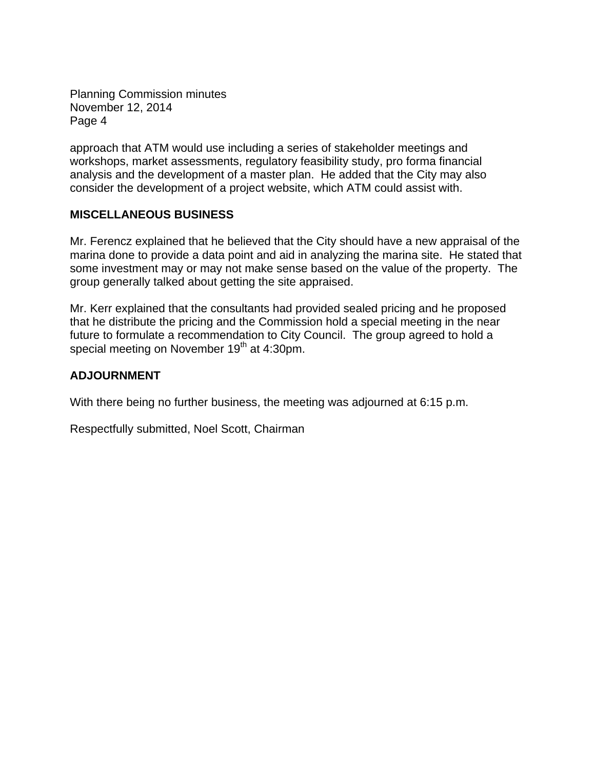approach that ATM would use including a series of stakeholder meetings and workshops, market assessments, regulatory feasibility study, pro forma financial analysis and the development of a master plan. He added that the City may also consider the development of a project website, which ATM could assist with.

## MISCELLANEOUS BUSINESS

Mr. Ferencz explained that he believed that the City should have a new appraisal of the marina done to provide a data point and aid in analyzing the marina site. He stated that some investment may or may not make sense based on the value of the property. The group generally talked about getting the site appraised.

Mr. Kerr explained that the consultants had provided sealed pricing and he proposed that he distribute the pricing and the Commission hold a special meeting in the near future to formulate a recommendation to City Council. The group agreed to hold a special meeting on November 19th at 4:30pm.

## ADJOURNMENT

With there being no further business, the meeting was adjourned at 6:15 p.m.

Respectfully submitted, Noel Scott, Chairman